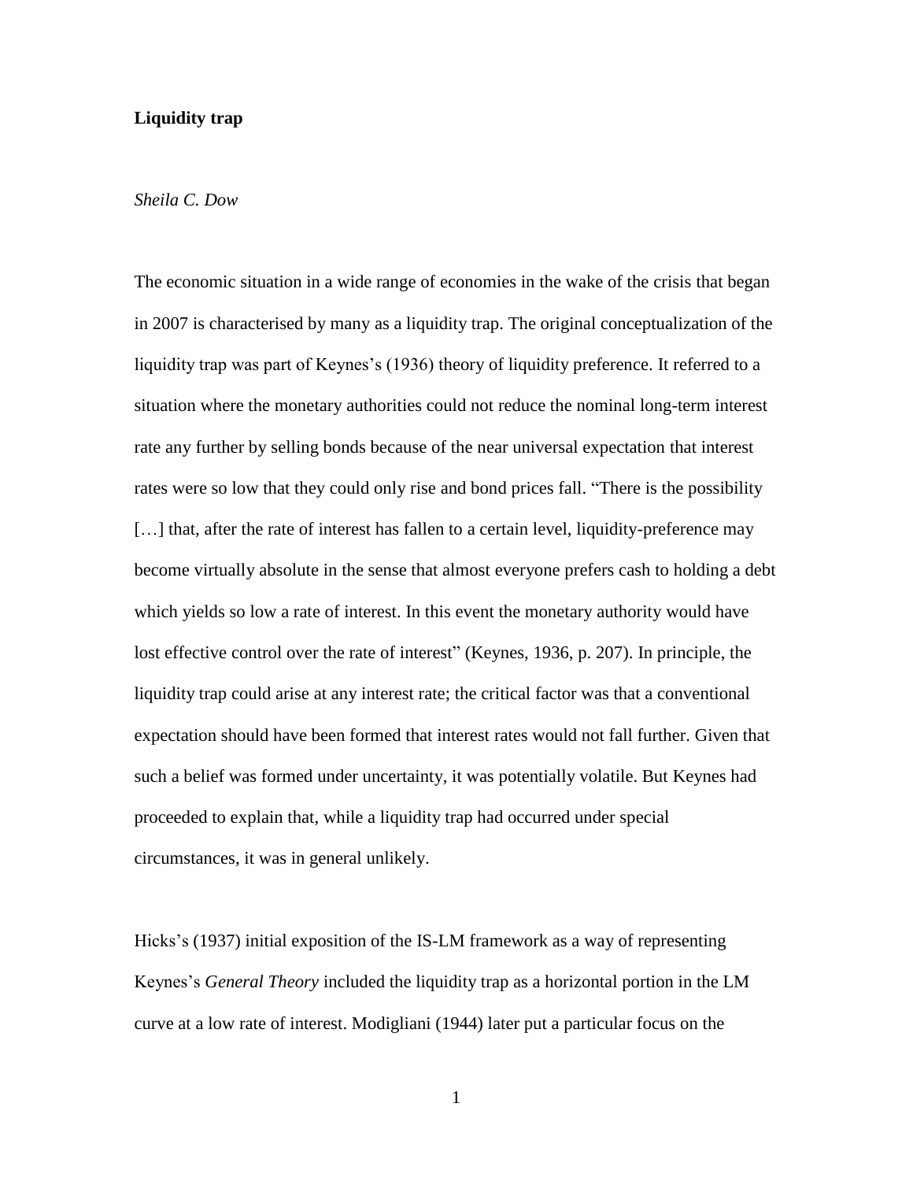**Liquidity trap**

*Sheila C. Dow*

The economic situation in a wide range of economies in the wake of the crisis that began in 2007 is characterised by many as a liquidity trap. The original conceptualization of the liquidity trap was part of Keynes's (1936) theory of liquidity preference. It referred to a situation where the monetary authorities could not reduce the nominal long-term interest rate any further by selling bonds because of the near universal expectation that interest rates were so low that they could only rise and bond prices fall. "There is the possibility […] that, after the rate of interest has fallen to a certain level, liquidity-preference may become virtually absolute in the sense that almost everyone prefers cash to holding a debt which yields so low a rate of interest. In this event the monetary authority would have lost effective control over the rate of interest" (Keynes, 1936, p. 207). In principle, the liquidity trap could arise at any interest rate; the critical factor was that a conventional expectation should have been formed that interest rates would not fall further. Given that such a belief was formed under uncertainty, it was potentially volatile. But Keynes had proceeded to explain that, while a liquidity trap had occurred under special circumstances, it was in general unlikely.

Hicks's (1937) initial exposition of the IS-LM framework as a way of representing Keynes's *General Theory* included the liquidity trap as a horizontal portion in the LM curve at a low rate of interest. Modigliani (1944) later put a particular focus on the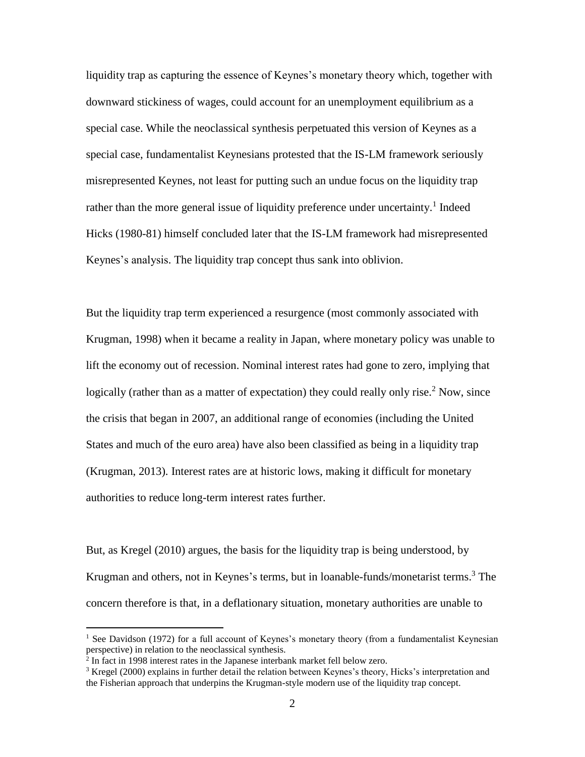liquidity trap as capturing the essence of Keynes's monetary theory which, together with downward stickiness of wages, could account for an unemployment equilibrium as a special case. While the neoclassical synthesis perpetuated this version of Keynes as a special case, fundamentalist Keynesians protested that the IS-LM framework seriously misrepresented Keynes, not least for putting such an undue focus on the liquidity trap rather than the more general issue of liquidity preference under uncertainty.[1] Indeed Hicks (1980-81) himself concluded later that the IS-LM framework had misrepresented Keynes's analysis. The liquidity trap concept thus sank into oblivion.

But the liquidity trap term experienced a resurgence (most commonly associated with Krugman, 1998) when it became a reality in Japan, where monetary policy was unable to lift the economy out of recession. Nominal interest rates had gone to zero, implying that logically (rather than as a matter of expectation) they could really only rise.[2] Now, since the crisis that began in 2007, an additional range of economies (including the United States and much of the euro area) have also been classified as being in a liquidity trap (Krugman, 2013). Interest rates are at historic lows, making it difficult for monetary authorities to reduce long-term interest rates further.

But, as Kregel (2010) argues, the basis for the liquidity trap is being understood, by Krugman and others, not in Keynes's terms, but in loanable-funds/monetarist terms.[3] The concern therefore is that, in a deflationary situation, monetary authorities are unable to

[1] See Davidson (1972) for a full account of Keynes's monetary theory (from a fundamentalist Keynesian perspective) in relation to the neoclassical synthesis.

[2] In fact in 1998 interest rates in the Japanese interbank market fell below zero.

[3] Kregel (2000) explains in further detail the relation between Keynes's theory, Hicks's interpretation and the Fisherian approach that underpins the Krugman-style modern use of the liquidity trap concept.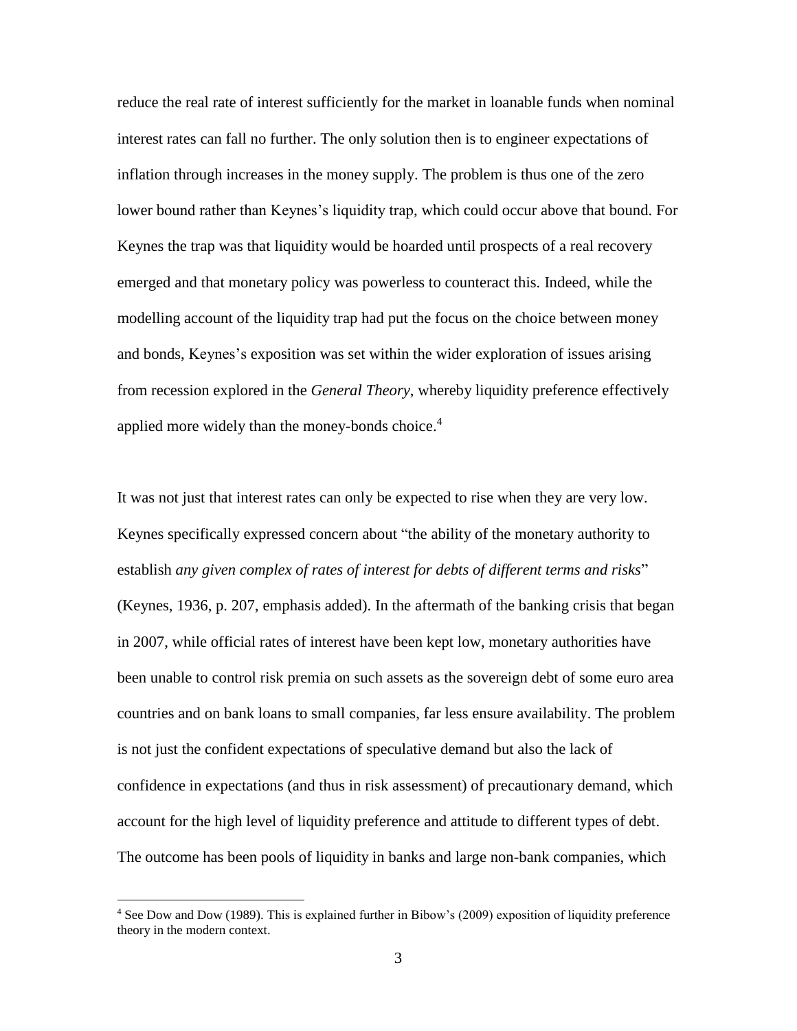reduce the real rate of interest sufficiently for the market in loanable funds when nominal interest rates can fall no further. The only solution then is to engineer expectations of inflation through increases in the money supply. The problem is thus one of the zero lower bound rather than Keynes's liquidity trap, which could occur above that bound. For Keynes the trap was that liquidity would be hoarded until prospects of a real recovery emerged and that monetary policy was powerless to counteract this. Indeed, while the modelling account of the liquidity trap had put the focus on the choice between money and bonds, Keynes's exposition was set within the wider exploration of issues arising from recession explored in the *General Theory*, whereby liquidity preference effectively applied more widely than the money-bonds choice.[4]

It was not just that interest rates can only be expected to rise when they are very low. Keynes specifically expressed concern about "the ability of the monetary authority to establish *any given complex of rates of interest for debts of different terms and risks*" (Keynes, 1936, p. 207, emphasis added). In the aftermath of the banking crisis that began in 2007, while official rates of interest have been kept low, monetary authorities have been unable to control risk premia on such assets as the sovereign debt of some euro area countries and on bank loans to small companies, far less ensure availability. The problem is not just the confident expectations of speculative demand but also the lack of confidence in expectations (and thus in risk assessment) of precautionary demand, which account for the high level of liquidity preference and attitude to different types of debt. The outcome has been pools of liquidity in banks and large non-bank companies, which

[4] See Dow and Dow (1989). This is explained further in Bibow's (2009) exposition of liquidity preference theory in the modern context.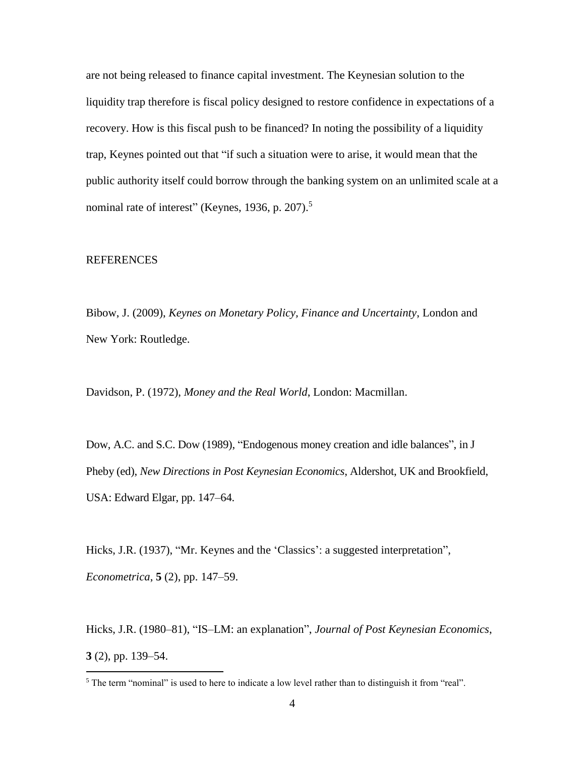are not being released to finance capital investment. The Keynesian solution to the liquidity trap therefore is fiscal policy designed to restore confidence in expectations of a recovery. How is this fiscal push to be financed? In noting the possibility of a liquidity trap, Keynes pointed out that "if such a situation were to arise, it would mean that the public authority itself could borrow through the banking system on an unlimited scale at a nominal rate of interest" (Keynes, 1936, p. 207).[5]

## REFERENCES

Bibow, J. (2009), *Keynes on Monetary Policy, Finance and Uncertainty*, London and New York: Routledge.

Davidson, P. (1972), *Money and the Real World*, London: Macmillan.

Dow, A.C. and S.C. Dow (1989), "Endogenous money creation and idle balances", in J Pheby (ed), *New Directions in Post Keynesian Economics*, Aldershot, UK and Brookfield, USA: Edward Elgar, pp. 147–64.

Hicks, J.R. (1937), "Mr. Keynes and the 'Classics': a suggested interpretation", *Econometrica*, **5** (2), pp. 147–59.

Hicks, J.R. (1980–81), "IS–LM: an explanation", *Journal of Post Keynesian Economics*, **3** (2), pp. 139–54.

---

[5] The term "nominal" is used to here to indicate a low level rather than to distinguish it from "real".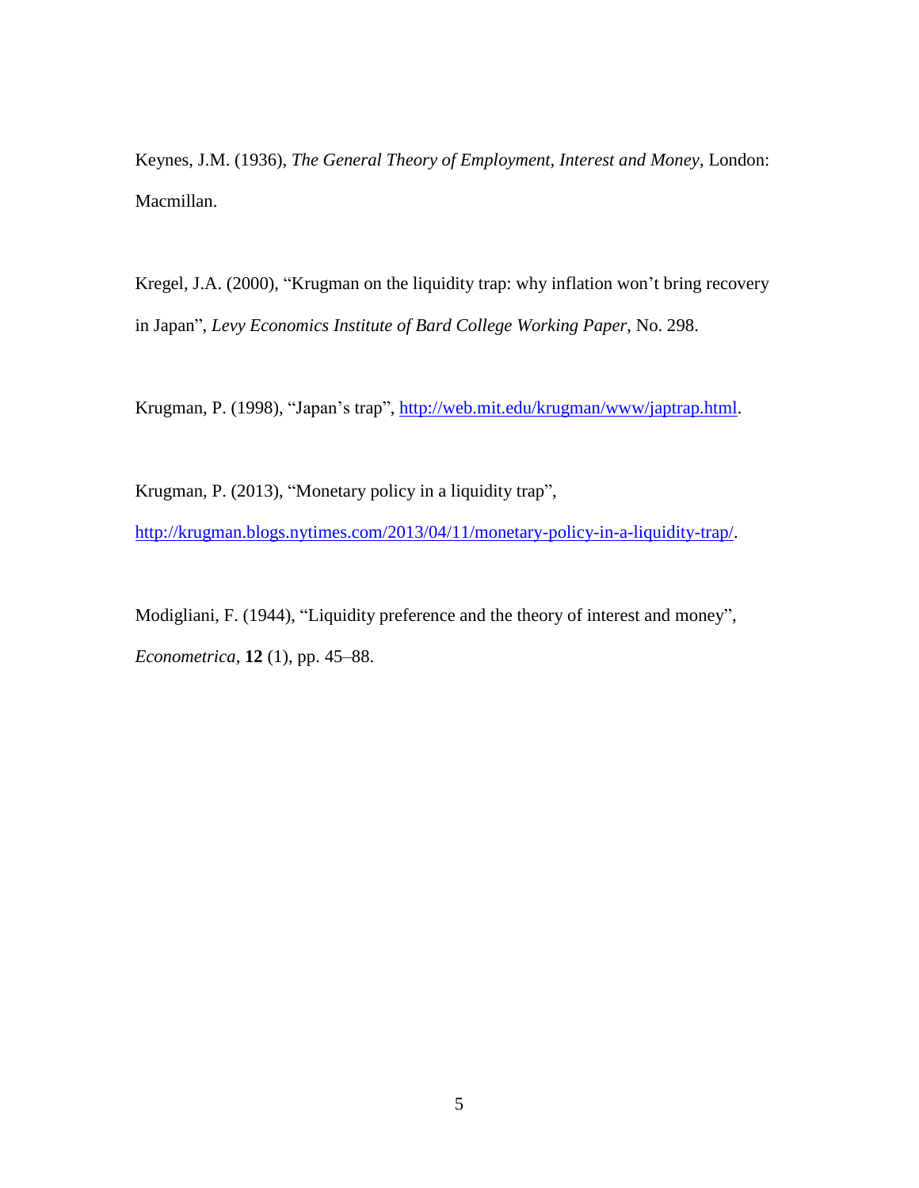Keynes, J.M. (1936), *The General Theory of Employment, Interest and Money*, London: Macmillan.

Kregel, J.A. (2000), “Krugman on the liquidity trap: why inflation won’t bring recovery in Japan”, *Levy Economics Institute of Bard College Working Paper*, No. 298.

Krugman, P. (1998), “Japan’s trap”, http://web.mit.edu/krugman/www/japtrap.html.

Krugman, P. (2013), “Monetary policy in a liquidity trap”, http://krugman.blogs.nytimes.com/2013/04/11/monetary-policy-in-a-liquidity-trap/.

Modigliani, F. (1944), “Liquidity preference and the theory of interest and money”, *Econometrica*, **12** (1), pp. 45–88.